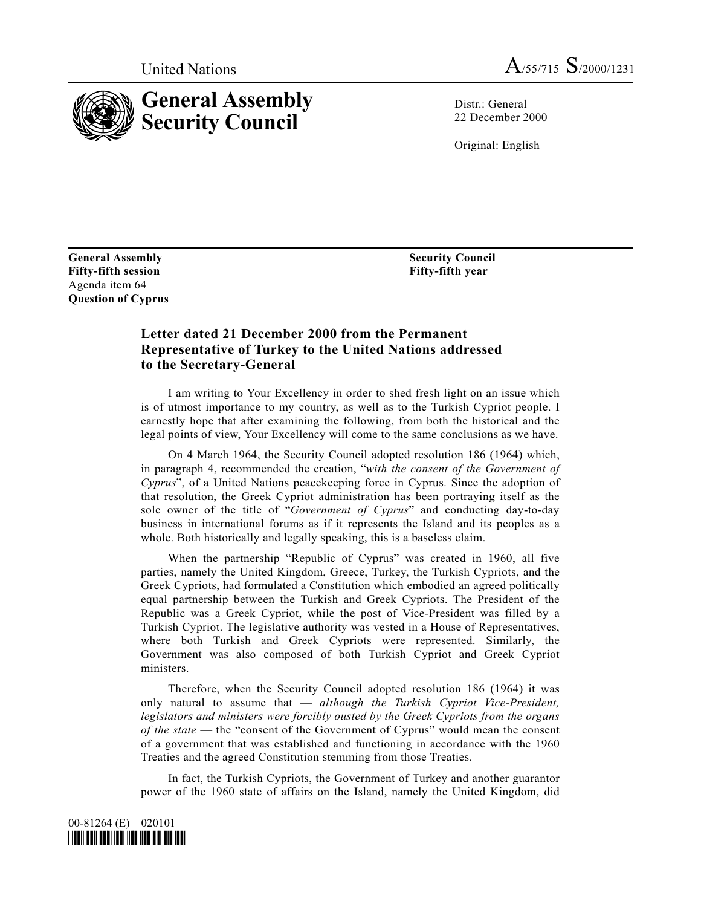United Nations A/55/715–S/2000/1231

# General Assembly Security Council

Distr.: General
22 December 2000

Original: English

**General Assembly**
**Fifty-fifth session**
Agenda item 64
**Question of Cyprus**

**Security Council**
**Fifty-fifth year**

## Letter dated 21 December 2000 from the Permanent Representative of Turkey to the United Nations addressed to the Secretary-General

I am writing to Your Excellency in order to shed fresh light on an issue which is of utmost importance to my country, as well as to the Turkish Cypriot people. I earnestly hope that after examining the following, from both the historical and the legal points of view, Your Excellency will come to the same conclusions as we have.

On 4 March 1964, the Security Council adopted resolution 186 (1964) which, in paragraph 4, recommended the creation, "*with the consent of the Government of Cyprus*", of a United Nations peacekeeping force in Cyprus. Since the adoption of that resolution, the Greek Cypriot administration has been portraying itself as the sole owner of the title of "*Government of Cyprus*" and conducting day-to-day business in international forums as if it represents the Island and its peoples as a whole. Both historically and legally speaking, this is a baseless claim.

When the partnership "Republic of Cyprus" was created in 1960, all five parties, namely the United Kingdom, Greece, Turkey, the Turkish Cypriots, and the Greek Cypriots, had formulated a Constitution which embodied an agreed politically equal partnership between the Turkish and Greek Cypriots. The President of the Republic was a Greek Cypriot, while the post of Vice-President was filled by a Turkish Cypriot. The legislative authority was vested in a House of Representatives, where both Turkish and Greek Cypriots were represented. Similarly, the Government was also composed of both Turkish Cypriot and Greek Cypriot ministers.

Therefore, when the Security Council adopted resolution 186 (1964) it was only natural to assume that — *although the Turkish Cypriot Vice-President, legislators and ministers were forcibly ousted by the Greek Cypriots from the organs of the state* — the "consent of the Government of Cyprus" would mean the consent of a government that was established and functioning in accordance with the 1960 Treaties and the agreed Constitution stemming from those Treaties.

In fact, the Turkish Cypriots, the Government of Turkey and another guarantor power of the 1960 state of affairs on the Island, namely the United Kingdom, did

00-81264 (E) 020101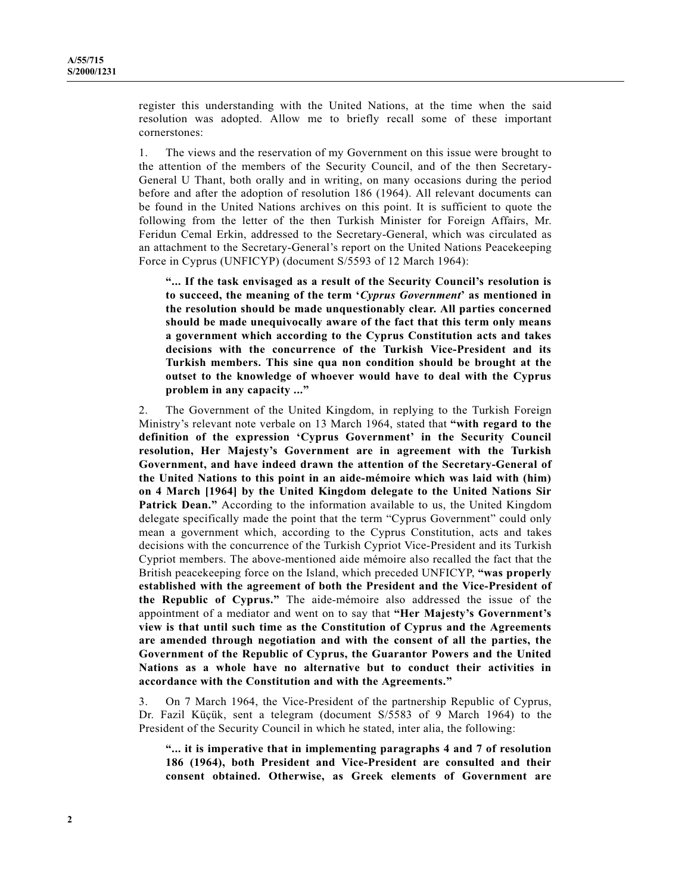register this understanding with the United Nations, at the time when the said resolution was adopted. Allow me to briefly recall some of these important cornerstones:

1. The views and the reservation of my Government on this issue were brought to the attention of the members of the Security Council, and of the then Secretary-General U Thant, both orally and in writing, on many occasions during the period before and after the adoption of resolution 186 (1964). All relevant documents can be found in the United Nations archives on this point. It is sufficient to quote the following from the letter of the then Turkish Minister for Foreign Affairs, Mr. Feridun Cemal Erkin, addressed to the Secretary-General, which was circulated as an attachment to the Secretary-General's report on the United Nations Peacekeeping Force in Cyprus (UNFICYP) (document S/5593 of 12 March 1964):

> **"... If the task envisaged as a result of the Security Council's resolution is to succeed, the meaning of the term '*Cyprus Government*' as mentioned in the resolution should be made unquestionably clear. All parties concerned should be made unequivocally aware of the fact that this term only means a government which according to the Cyprus Constitution acts and takes decisions with the concurrence of the Turkish Vice-President and its Turkish members. This sine qua non condition should be brought at the outset to the knowledge of whoever would have to deal with the Cyprus problem in any capacity ..."**

2. The Government of the United Kingdom, in replying to the Turkish Foreign Ministry's relevant note verbale on 13 March 1964, stated that **"with regard to the definition of the expression 'Cyprus Government' in the Security Council resolution, Her Majesty's Government are in agreement with the Turkish Government, and have indeed drawn the attention of the Secretary-General of the United Nations to this point in an aide-mémoire which was laid with (him) on 4 March [1964] by the United Kingdom delegate to the United Nations Sir Patrick Dean."** According to the information available to us, the United Kingdom delegate specifically made the point that the term "Cyprus Government" could only mean a government which, according to the Cyprus Constitution, acts and takes decisions with the concurrence of the Turkish Cypriot Vice-President and its Turkish Cypriot members. The above-mentioned aide mémoire also recalled the fact that the British peacekeeping force on the Island, which preceded UNFICYP, **"was properly established with the agreement of both the President and the Vice-President of the Republic of Cyprus."** The aide-mémoire also addressed the issue of the appointment of a mediator and went on to say that **"Her Majesty's Government's view is that until such time as the Constitution of Cyprus and the Agreements are amended through negotiation and with the consent of all the parties, the Government of the Republic of Cyprus, the Guarantor Powers and the United Nations as a whole have no alternative but to conduct their activities in accordance with the Constitution and with the Agreements."**

3. On 7 March 1964, the Vice-President of the partnership Republic of Cyprus, Dr. Fazil Küçük, sent a telegram (document S/5583 of 9 March 1964) to the President of the Security Council in which he stated, inter alia, the following:

> **"... it is imperative that in implementing paragraphs 4 and 7 of resolution 186 (1964), both President and Vice-President are consulted and their consent obtained. Otherwise, as Greek elements of Government are**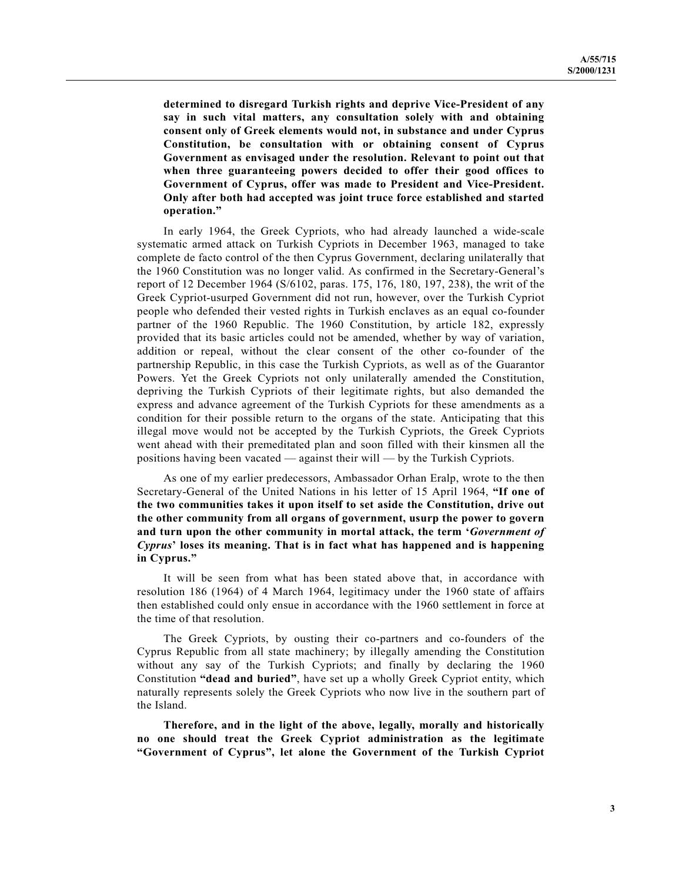**determined to disregard Turkish rights and deprive Vice-President of any say in such vital matters, any consultation solely with and obtaining consent only of Greek elements would not, in substance and under Cyprus Constitution, be consultation with or obtaining consent of Cyprus Government as envisaged under the resolution. Relevant to point out that when three guaranteeing powers decided to offer their good offices to Government of Cyprus, offer was made to President and Vice-President. Only after both had accepted was joint truce force established and started operation."**

In early 1964, the Greek Cypriots, who had already launched a wide-scale systematic armed attack on Turkish Cypriots in December 1963, managed to take complete de facto control of the then Cyprus Government, declaring unilaterally that the 1960 Constitution was no longer valid. As confirmed in the Secretary-General's report of 12 December 1964 (S/6102, paras. 175, 176, 180, 197, 238), the writ of the Greek Cypriot-usurped Government did not run, however, over the Turkish Cypriot people who defended their vested rights in Turkish enclaves as an equal co-founder partner of the 1960 Republic. The 1960 Constitution, by article 182, expressly provided that its basic articles could not be amended, whether by way of variation, addition or repeal, without the clear consent of the other co-founder of the partnership Republic, in this case the Turkish Cypriots, as well as of the Guarantor Powers. Yet the Greek Cypriots not only unilaterally amended the Constitution, depriving the Turkish Cypriots of their legitimate rights, but also demanded the express and advance agreement of the Turkish Cypriots for these amendments as a condition for their possible return to the organs of the state. Anticipating that this illegal move would not be accepted by the Turkish Cypriots, the Greek Cypriots went ahead with their premeditated plan and soon filled with their kinsmen all the positions having been vacated — against their will — by the Turkish Cypriots.

As one of my earlier predecessors, Ambassador Orhan Eralp, wrote to the then Secretary-General of the United Nations in his letter of 15 April 1964, **"If one of the two communities takes it upon itself to set aside the Constitution, drive out the other community from all organs of government, usurp the power to govern and turn upon the other community in mortal attack, the term '*Government of Cyprus*' loses its meaning. That is in fact what has happened and is happening in Cyprus."**

It will be seen from what has been stated above that, in accordance with resolution 186 (1964) of 4 March 1964, legitimacy under the 1960 state of affairs then established could only ensue in accordance with the 1960 settlement in force at the time of that resolution.

The Greek Cypriots, by ousting their co-partners and co-founders of the Cyprus Republic from all state machinery; by illegally amending the Constitution without any say of the Turkish Cypriots; and finally by declaring the 1960 Constitution **"dead and buried"**, have set up a wholly Greek Cypriot entity, which naturally represents solely the Greek Cypriots who now live in the southern part of the Island.

**Therefore, and in the light of the above, legally, morally and historically no one should treat the Greek Cypriot administration as the legitimate "Government of Cyprus", let alone the Government of the Turkish Cypriot**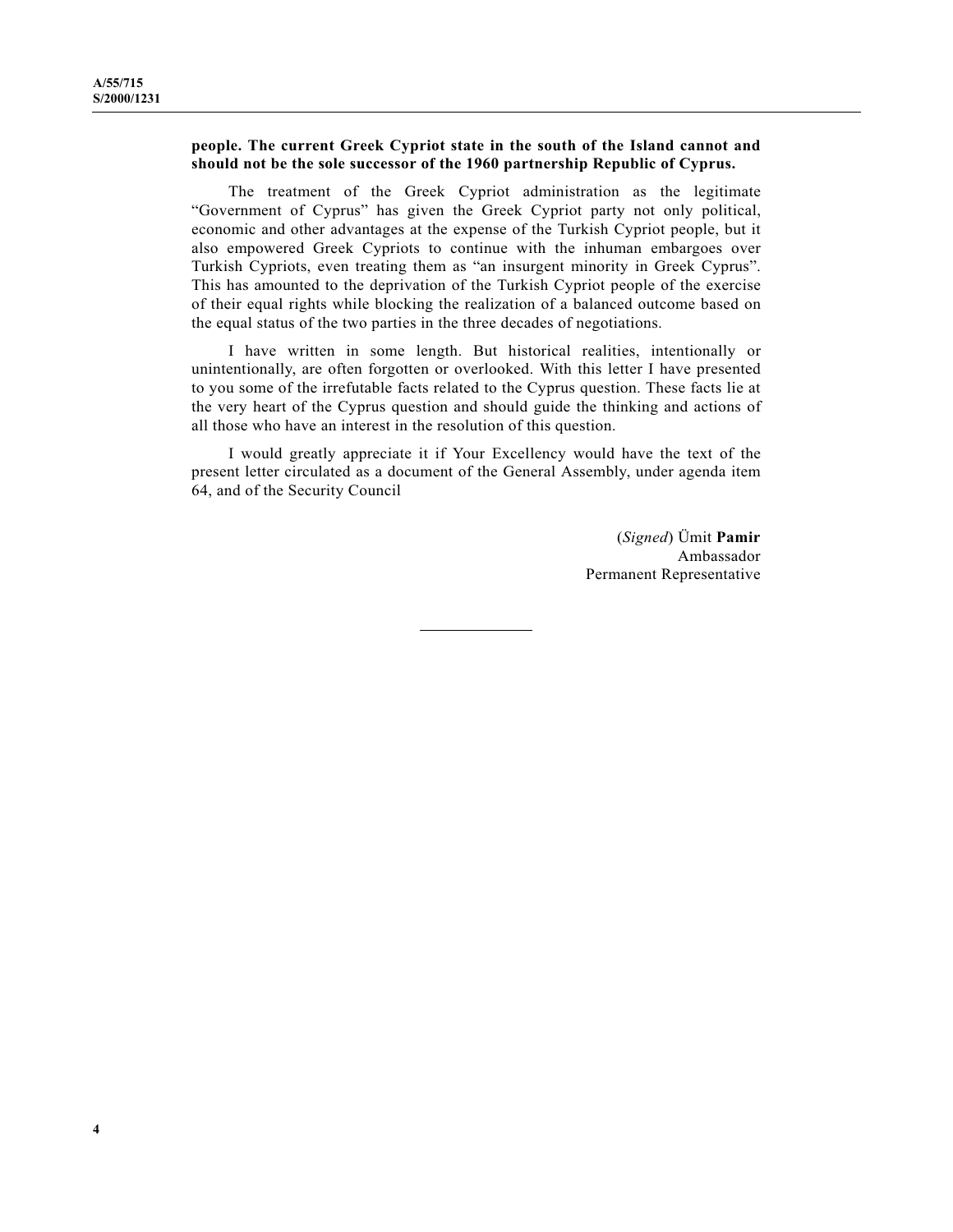**people. The current Greek Cypriot state in the south of the Island cannot and should not be the sole successor of the 1960 partnership Republic of Cyprus.**

The treatment of the Greek Cypriot administration as the legitimate "Government of Cyprus" has given the Greek Cypriot party not only political, economic and other advantages at the expense of the Turkish Cypriot people, but it also empowered Greek Cypriots to continue with the inhuman embargoes over Turkish Cypriots, even treating them as "an insurgent minority in Greek Cyprus". This has amounted to the deprivation of the Turkish Cypriot people of the exercise of their equal rights while blocking the realization of a balanced outcome based on the equal status of the two parties in the three decades of negotiations.

I have written in some length. But historical realities, intentionally or unintentionally, are often forgotten or overlooked. With this letter I have presented to you some of the irrefutable facts related to the Cyprus question. These facts lie at the very heart of the Cyprus question and should guide the thinking and actions of all those who have an interest in the resolution of this question.

I would greatly appreciate it if Your Excellency would have the text of the present letter circulated as a document of the General Assembly, under agenda item 64, and of the Security Council

(*Signed*) Ümit **Pamir**
Ambassador
Permanent Representative